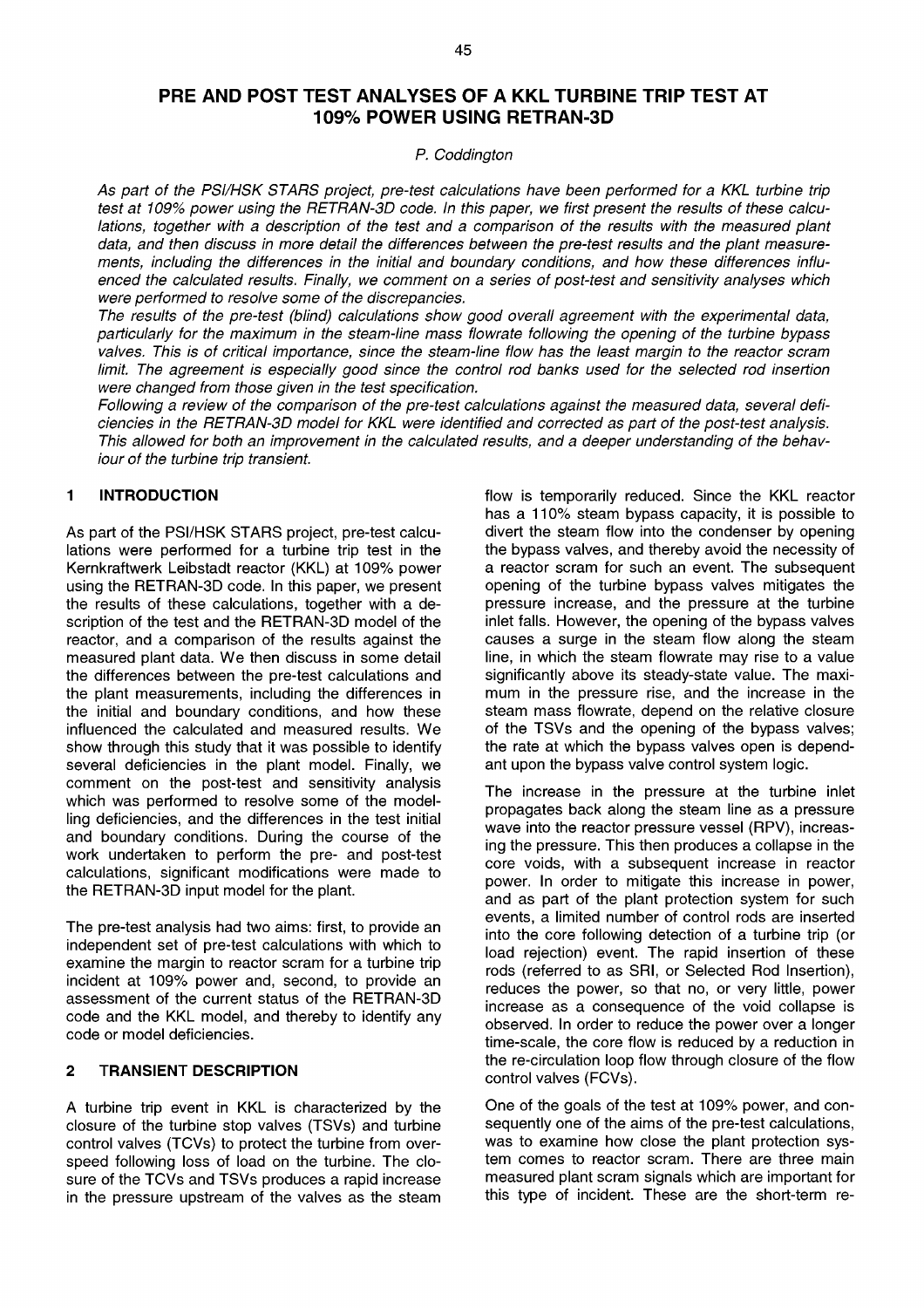# PRE AND POST TEST ANALYSES OF A KKL TURBINE TRIP TEST AT 109% POWER USING RETRAN-3D

*P. Coddington*

*As part of the PSI/HSK STARS project, pre-test calculations have been performed for a KKL turbine trip test at 109% power using the RETRAN-3D code. In this paper, we first present the results of these calculations, together with a description of the test and a comparison of the results with the measured plant data, and then discuss in more detail the differences between the pre-test results and the plant measurements, including the differences in the initial and boundary conditions, and how these differences influenced the calculated results. Finally, we comment on a series of post-test and sensitivity analyses which were performed to resolve some of the discrepancies.*

*The results of the pre-test (blind) calculations show good overall agreement with the experimental data, particularly for the maximum in the steam-line mass flowrate following the opening of the turbine bypass valves. This is of critical importance, since the steam-line flow has the least margin to the reactor scram limit. The agreement is especially good since the control rod banks used for the selected rod insertion were changed from those given in the test specification.*

*Following a review of the comparison of the pre-test calculations against the measured data, several deficiencies in the RETRAN-3D model for KKL were identified and corrected as part of the post-test analysis. This allowed for both an improvement in the calculated results, and a deeper understanding of the behaviour of the turbine trip transient.*

## 1 INTRODUCTION

As part of the PSI/HSK STARS project, pre-test calculations were performed for a turbine trip test in the Kernkraftwerk Leibstadt reactor (KKL) at 109% power using the RETRAN-3D code. In this paper, we present the results of these calculations, together with a description of the test and the RETRAN-3D model of the reactor, and a comparison of the results against the measured plant data. We then discuss in some detail the differences between the pre-test calculations and the plant measurements, including the differences in the initial and boundary conditions, and how these influenced the calculated and measured results. We show through this study that it was possible to identify several deficiencies in the plant model. Finally, we comment on the post-test and sensitivity analysis which was performed to resolve some of the modelling deficiencies, and the differences in the test initial and boundary conditions. During the course of the work undertaken to perform the pre- and post-test calculations, significant modifications were made to the RETRAN-3D input model for the plant.

The pre-test analysis had two aims: first, to provide an independent set of pre-test calculations with which to examine the margin to reactor scram for a turbine trip incident at 109% power and, second, to provide an assessment of the current status of the RETRAN-3D code and the KKL model, and thereby to identify any code or model deficiencies.

## 2 TRANSIENT DESCRIPTION

A turbine trip event in KKL is characterized by the closure of the turbine stop valves (TSVs) and turbine control valves (TCVs) to protect the turbine from overspeed following loss of load on the turbine. The closure of the TCVs and TSVs produces a rapid increase in the pressure upstream of the valves as the steam flow is temporarily reduced. Since the KKL reactor has a 110% steam bypass capacity, it is possible to divert the steam flow into the condenser by opening the bypass valves, and thereby avoid the necessity of a reactor scram for such an event. The subsequent opening of the turbine bypass valves mitigates the pressure increase, and the pressure at the turbine inlet falls. However, the opening of the bypass valves causes a surge in the steam flow along the steam line, in which the steam flowrate may rise to a value significantly above its steady-state value. The maximum in the pressure rise, and the increase in the steam mass flowrate, depend on the relative closure of the TSVs and the opening of the bypass valves; the rate at which the bypass valves open is dependant upon the bypass valve control system logic.

The increase in the pressure at the turbine inlet propagates back along the steam line as a pressure wave into the reactor pressure vessel (RPV), increasing the pressure. This then produces a collapse in the core voids, with a subsequent increase in reactor power. In order to mitigate this increase in power, and as part of the plant protection system for such events, a limited number of control rods are inserted into the core following detection of a turbine trip (or load rejection) event. The rapid insertion of these rods (referred to as SRI, or Selected Rod Insertion), reduces the power, so that no, or very little, power increase as a consequence of the void collapse is observed. In order to reduce the power over a longer time-scale, the core flow is reduced by a reduction in the re-circulation loop flow through closure of the flow control valves (FCVs).

One of the goals of the test at 109% power, and consequently one of the aims of the pre-test calculations, was to examine how close the plant protection system comes to reactor scram. There are three main measured plant scram signals which are important for this type of incident. These are the short-term re-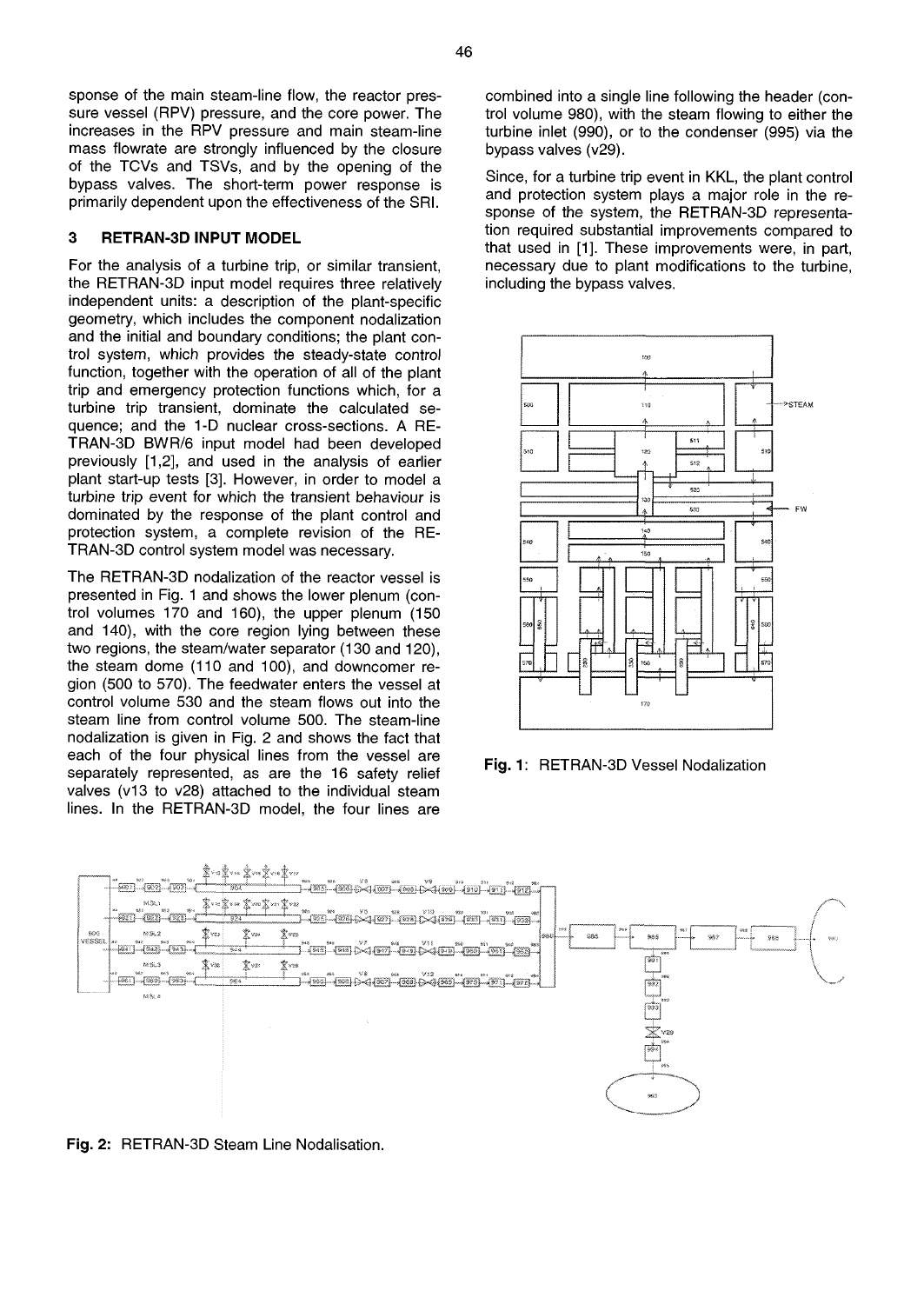sponse of the main steam-line flow, the reactor pressure vessel (RPV) pressure, and the core power. The increases in the RPV pressure and main steam-line mass flowrate are strongly influenced by the closure of the TCVs and TSVs, and by the opening of the bypass valves. The short-term power response is primarily dependent upon the effectiveness of the SRI.

## 3 RETRAN-3D INPUT MODEL

For the analysis of a turbine trip, or similar transient, the RETRAN-3D input model requires three relatively independent units: a description of the plant-specific geometry, which includes the component nodalization and the initial and boundary conditions; the plant control system, which provides the steady-state control function, together with the operation of all of the plant trip and emergency protection functions which, for a turbine trip transient, dominate the calculated sequence; and the 1-D nuclear cross-sections. A RETRAN-3D BWR/6 input model had been developed previously [1,2], and used in the analysis of earlier plant start-up tests [3]. However, in order to model a turbine trip event for which the transient behaviour is dominated by the response of the plant control and protection system, a complete revision of the RETRAN-3D control system model was necessary.

The RETRAN-3D nodalization of the reactor vessel is presented in Fig. 1 and shows the lower plenum (control volumes 170 and 160), the upper plenum (150 and 140), with the core region lying between these two regions, the steam/water separator (130 and 120), the steam dome (110 and 100), and downcomer region (500 to 570). The feedwater enters the vessel at control volume 530 and the steam flows out into the steam line from control volume 500. The steam-line nodalization is given in Fig. 2 and shows the fact that each of the four physical lines from the vessel are separately represented, as are the 16 safety relief valves (v13 to v28) attached to the individual steam lines. In the RETRAN-3D model, the four lines are combined into a single line following the header (control volume 980), with the steam flowing to either the turbine inlet (990), or to the condenser (995) via the bypass valves (v29).

Since, for a turbine trip event in KKL, the plant control and protection system plays a major role in the response of the system, the RETRAN-3D representation required substantial improvements compared to that used in [1]. These improvements were, in part, necessary due to plant modifications to the turbine, including the bypass valves.

**Fig. 1**: RETRAN-3D Vessel Nodalization

**Fig. 2:** RETRAN-3D Steam Line Nodalisation.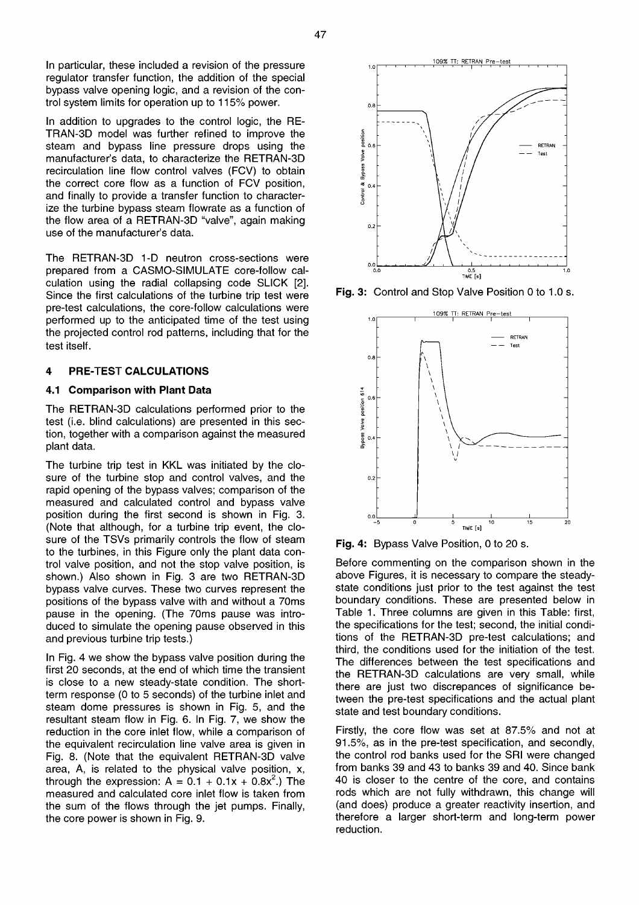In particular, these included a revision of the pressure regulator transfer function, the addition of the special bypass valve opening logic, and a revision of the control system limits for operation up to 115% power.

In addition to upgrades to the control logic, the RETRAN-3D model was further refined to improve the steam and bypass line pressure drops using the manufacturer's data, to characterize the RETRAN-3D recirculation line flow control valves (FCV) to obtain the correct core flow as a function of FCV position, and finally to provide a transfer function to characterize the turbine bypass steam flowrate as a function of the flow area of a RETRAN-3D "valve", again making use of the manufacturer's data.

The RETRAN-3D 1-D neutron cross-sections were prepared from a CASMO-SIMULATE core-follow calculation using the radial collapsing code SLICK [2]. Since the first calculations of the turbine trip test were pre-test calculations, the core-follow calculations were performed up to the anticipated time of the test using the projected control rod patterns, including that for the test itself.

## 4 PRE-TEST CALCULATIONS

### 4.1 Comparison with Plant Data

The RETRAN-3D calculations performed prior to the test (i.e. blind calculations) are presented in this section, together with a comparison against the measured plant data.

The turbine trip test in KKL was initiated by the closure of the turbine stop and control valves, and the rapid opening of the bypass valves; comparison of the measured and calculated control and bypass valve position during the first second is shown in Fig. 3. (Note that although, for a turbine trip event, the closure of the TSVs primarily controls the flow of steam to the turbines, in this Figure only the plant data control valve position, and not the stop valve position, is shown.) Also shown in Fig. 3 are two RETRAN-3D bypass valve curves. These two curves represent the positions of the bypass valve with and without a 70ms pause in the opening. (The 70ms pause was introduced to simulate the opening pause observed in this and previous turbine trip tests.)

In Fig. 4 we show the bypass valve position during the first 20 seconds, at the end of which time the transient is close to a new steady-state condition. The short-term response (0 to 5 seconds) of the turbine inlet and steam dome pressures is shown in Fig. 5, and the resultant steam flow in Fig. 6. In Fig. 7, we show the reduction in the core inlet flow, while a comparison of the equivalent recirculation line valve area is given in Fig. 8. (Note that the equivalent RETRAN-3D valve area, A, is related to the physical valve position, x, through the expression: $A = 0.1 + 0.1x + 0.8x^2$.) The measured and calculated core inlet flow is taken from the sum of the flows through the jet pumps. Finally, the core power is shown in Fig. 9.

**Fig. 3:** Control and Stop Valve Position 0 to 1.0 s.

**Fig. 4:** Bypass Valve Position, 0 to 20 s.

Before commenting on the comparison shown in the above Figures, it is necessary to compare the steady-state conditions just prior to the test against the test boundary conditions. These are presented below in Table 1. Three columns are given in this Table: first, the specifications for the test; second, the initial conditions of the RETRAN-3D pre-test calculations; and third, the conditions used for the initiation of the test. The differences between the test specifications and the RETRAN-3D calculations are very small, while there are just two discrepances of significance between the pre-test specifications and the actual plant state and test boundary conditions.

Firstly, the core flow was set at 87.5% and not at 91.5%, as in the pre-test specification, and secondly, the control rod banks used for the SRI were changed from banks 39 and 43 to banks 39 and 40. Since bank 40 is closer to the centre of the core, and contains rods which are not fully withdrawn, this change will (and does) produce a greater reactivity insertion, and therefore a larger short-term and long-term power reduction.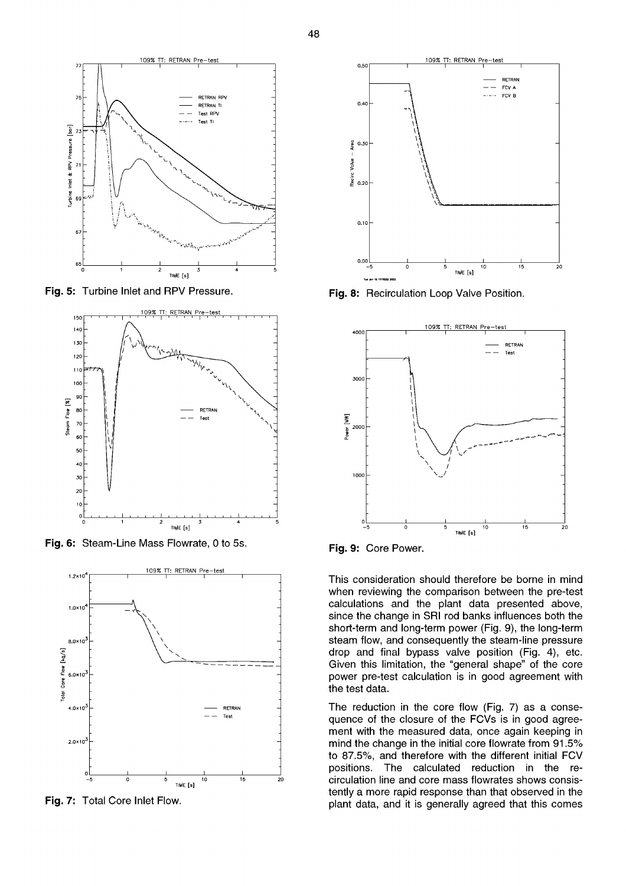Fig. 5: Turbine Inlet and RPV Pressure.

Fig. 6: Steam-Line Mass Flowrate, 0 to 5s.

Fig. 7: Total Core Inlet Flow.

Fig. 8: Recirculation Loop Valve Position.

Fig. 9: Core Power.

This consideration should therefore be borne in mind when reviewing the comparison between the pre-test calculations and the plant data presented above, since the change in SRI rod banks influences both the short-term and long-term power (Fig. 9), the long-term steam flow, and consequently the steam-line pressure drop and final bypass valve position (Fig. 4), etc. Given this limitation, the "general shape" of the core power pre-test calculation is in good agreement with the test data.

The reduction in the core flow (Fig. 7) as a consequence of the closure of the FCVs is in good agreement with the measured data, once again keeping in mind the change in the initial core flowrate from 91.5% to 87.5%, and therefore with the different initial FCV positions. The calculated reduction in the recirculation line and core mass flowrates shows consistently a more rapid response than that observed in the plant data, and it is generally agreed that this comes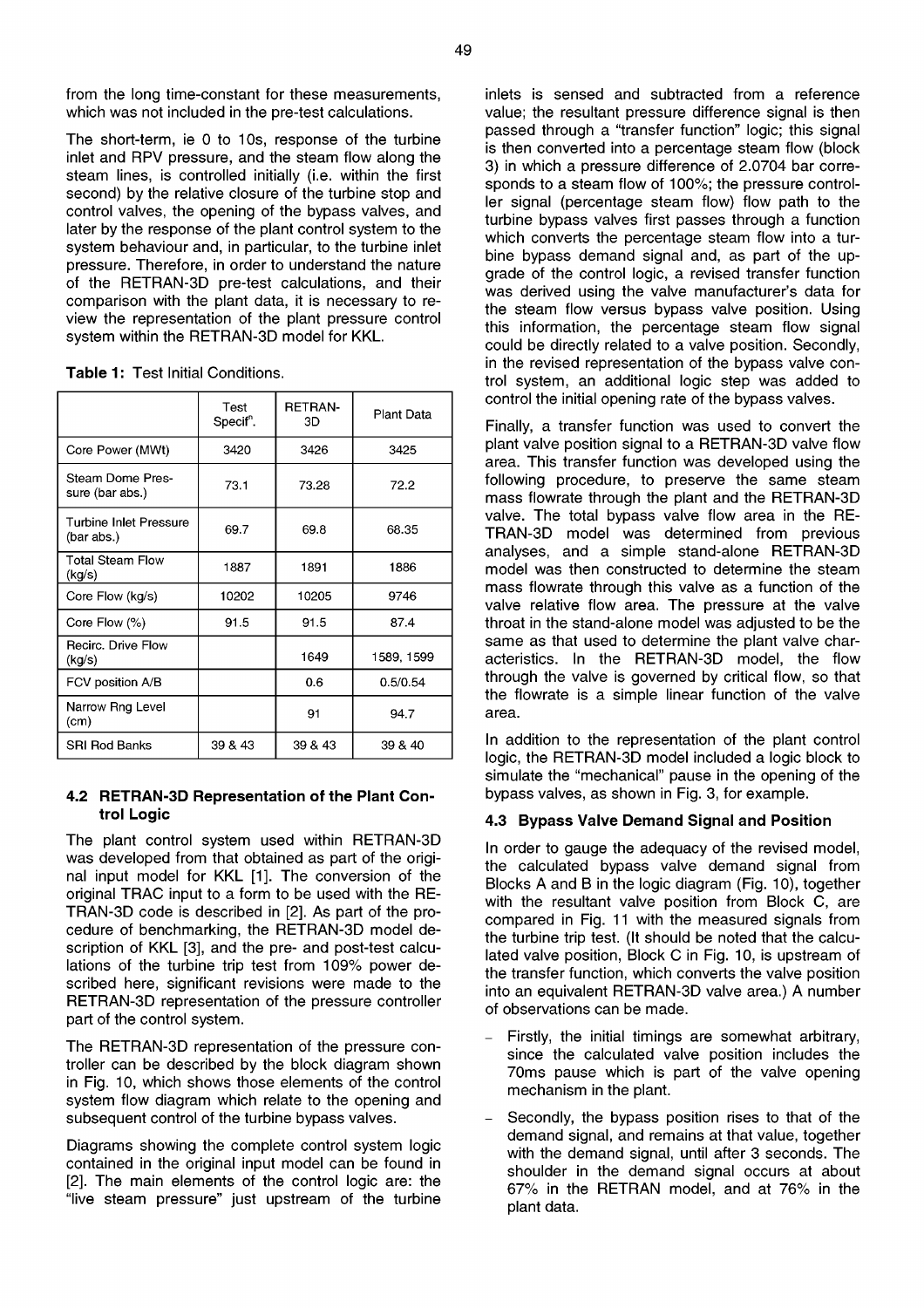from the long time-constant for these measurements, which was not included in the pre-test calculations.

The short-term, ie 0 to 10s, response of the turbine inlet and RPV pressure, and the steam flow along the steam lines, is controlled initially (i.e. within the first second) by the relative closure of the turbine stop and control valves, the opening of the bypass valves, and later by the response of the plant control system to the system behaviour and, in particular, to the turbine inlet pressure. Therefore, in order to understand the nature of the RETRAN-3D pre-test calculations, and their comparison with the plant data, it is necessary to review the representation of the plant pressure control system within the RETRAN-3D model for KKL.

**Table 1:** Test Initial Conditions.

| | Test Specif$^{n}$. | RETRAN-3D | Plant Data |
|---|---|---|---|
| Core Power (MWt) | 3420 | 3426 | 3425 |
| Steam Dome Pressure (bar abs.) | 73.1 | 73.28 | 72.2 |
| Turbine Inlet Pressure (bar abs.) | 69.7 | 69.8 | 68.35 |
| Total Steam Flow (kg/s) | 1887 | 1891 | 1886 |
| Core Flow (kg/s) | 10202 | 10205 | 9746 |
| Core Flow (%) | 91.5 | 91.5 | 87.4 |
| Recirc. Drive Flow (kg/s) | | 1649 | 1589, 1599 |
| FCV position A/B | | 0.6 | 0.5/0.54 |
| Narrow Rng Level (cm) | | 91 | 94.7 |
| SRI Rod Banks | 39 & 43 | 39 & 43 | 39 & 40 |

### 4.2 RETRAN-3D Representation of the Plant Control Logic

The plant control system used within RETRAN-3D was developed from that obtained as part of the original input model for KKL [1]. The conversion of the original TRAC input to a form to be used with the RETRAN-3D code is described in [2]. As part of the procedure of benchmarking, the RETRAN-3D model description of KKL [3], and the pre- and post-test calculations of the turbine trip test from 109% power described here, significant revisions were made to the RETRAN-3D representation of the pressure controller part of the control system.

The RETRAN-3D representation of the pressure controller can be described by the block diagram shown in Fig. 10, which shows those elements of the control system flow diagram which relate to the opening and subsequent control of the turbine bypass valves.

Diagrams showing the complete control system logic contained in the original input model can be found in [2]. The main elements of the control logic are: the "live steam pressure" just upstream of the turbine inlets is sensed and subtracted from a reference value; the resultant pressure difference signal is then passed through a "transfer function" logic; this signal is then converted into a percentage steam flow (block 3) in which a pressure difference of 2.0704 bar corresponds to a steam flow of 100%; the pressure controller signal (percentage steam flow) flow path to the turbine bypass valves first passes through a function which converts the percentage steam flow into a turbine bypass demand signal and, as part of the upgrade of the control logic, a revised transfer function was derived using the valve manufacturer's data for the steam flow versus bypass valve position. Using this information, the percentage steam flow signal could be directly related to a valve position. Secondly, in the revised representation of the bypass valve control system, an additional logic step was added to control the initial opening rate of the bypass valves.

Finally, a transfer function was used to convert the plant valve position signal to a RETRAN-3D valve flow area. This transfer function was developed using the following procedure, to preserve the same steam mass flowrate through the plant and the RETRAN-3D valve. The total bypass valve flow area in the RETRAN-3D model was determined from previous analyses, and a simple stand-alone RETRAN-3D model was then constructed to determine the steam mass flowrate through this valve as a function of the valve relative flow area. The pressure at the valve throat in the stand-alone model was adjusted to be the same as that used to determine the plant valve characteristics. In the RETRAN-3D model, the flow through the valve is governed by critical flow, so that the flowrate is a simple linear function of the valve area.

In addition to the representation of the plant control logic, the RETRAN-3D model included a logic block to simulate the "mechanical" pause in the opening of the bypass valves, as shown in Fig. 3, for example.

### 4.3 Bypass Valve Demand Signal and Position

In order to gauge the adequacy of the revised model, the calculated bypass valve demand signal from Blocks A and B in the logic diagram (Fig. 10), together with the resultant valve position from Block C, are compared in Fig. 11 with the measured signals from the turbine trip test. (It should be noted that the calculated valve position, Block C in Fig. 10, is upstream of the transfer function, which converts the valve position into an equivalent RETRAN-3D valve area.) A number of observations can be made.

- Firstly, the initial timings are somewhat arbitrary, since the calculated valve position includes the 70ms pause which is part of the valve opening mechanism in the plant.
- Secondly, the bypass position rises to that of the demand signal, and remains at that value, together with the demand signal, until after 3 seconds. The shoulder in the demand signal occurs at about 67% in the RETRAN model, and at 76% in the plant data.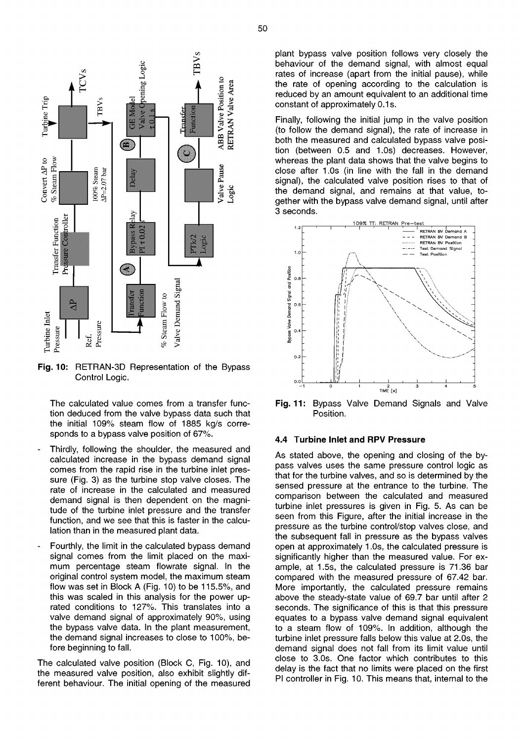**Fig. 10:** RETRAN-3D Representation of the Bypass Control Logic.

The calculated value comes from a transfer function deduced from the valve bypass data such that the initial 109% steam flow of 1885 kg/s corresponds to a bypass valve position of 67%.

- Thirdly, following the shoulder, the measured and calculated increase in the bypass demand signal comes from the rapid rise in the turbine inlet pressure (Fig. 3) as the turbine stop valve closes. The rate of increase in the calculated and measured demand signal is then dependent on the magnitude of the turbine inlet pressure and the transfer function, and we see that this is faster in the calculation than in the measured plant data.
- Fourthly, the limit in the calculated bypass demand signal comes from the limit placed on the maximum percentage steam flowrate signal. In the original control system model, the maximum steam flow was set in Block A (Fig. 10) to be 115.5%, and this was scaled in this analysis for the power uprated conditions to 127%. This translates into a valve demand signal of approximately 90%, using the bypass valve data. In the plant measurement, the demand signal increases to close to 100%, before beginning to fall.

The calculated valve position (Block C, Fig. 10), and the measured valve position, also exhibit slightly different behaviour. The initial opening of the measured plant bypass valve position follows very closely the behaviour of the demand signal, with almost equal rates of increase (apart from the initial pause), while the rate of opening according to the calculation is reduced by an amount equivalent to an additional time constant of approximately 0.1s.

Finally, following the initial jump in the valve position (to follow the demand signal), the rate of increase in both the measured and calculated bypass valve position (between 0.5 and 1.0s) decreases. However, whereas the plant data shows that the valve begins to close after 1.0s (in line with the fall in the demand signal), the calculated valve position rises to that of the demand signal, and remains at that value, together with the bypass valve demand signal, until after 3 seconds.

**Fig. 11:** Bypass Valve Demand Signals and Valve Position.

### 4.4 Turbine Inlet and RPV Pressure

As stated above, the opening and closing of the bypass valves uses the same pressure control logic as that for the turbine valves, and so is determined by the sensed pressure at the entrance to the turbine. The comparison between the calculated and measured turbine inlet pressures is given in Fig. 5. As can be seen from this Figure, after the initial increase in the pressure as the turbine control/stop valves close, and the subsequent fall in pressure as the bypass valves open at approximately 1.0s, the calculated pressure is significantly higher than the measured value. For example, at 1.5s, the calculated pressure is 71.36 bar compared with the measured pressure of 67.42 bar. More importantly, the calculated pressure remains above the steady-state value of 69.7 bar until after 2 seconds. The significance of this is that this pressure equates to a bypass valve demand signal equivalent to a steam flow of 109%. In addition, although the turbine inlet pressure falls below this value at 2.0s, the demand signal does not fall from its limit value until close to 3.0s. One factor which contributes to this delay is the fact that no limits were placed on the first PI controller in Fig. 10. This means that, internal to the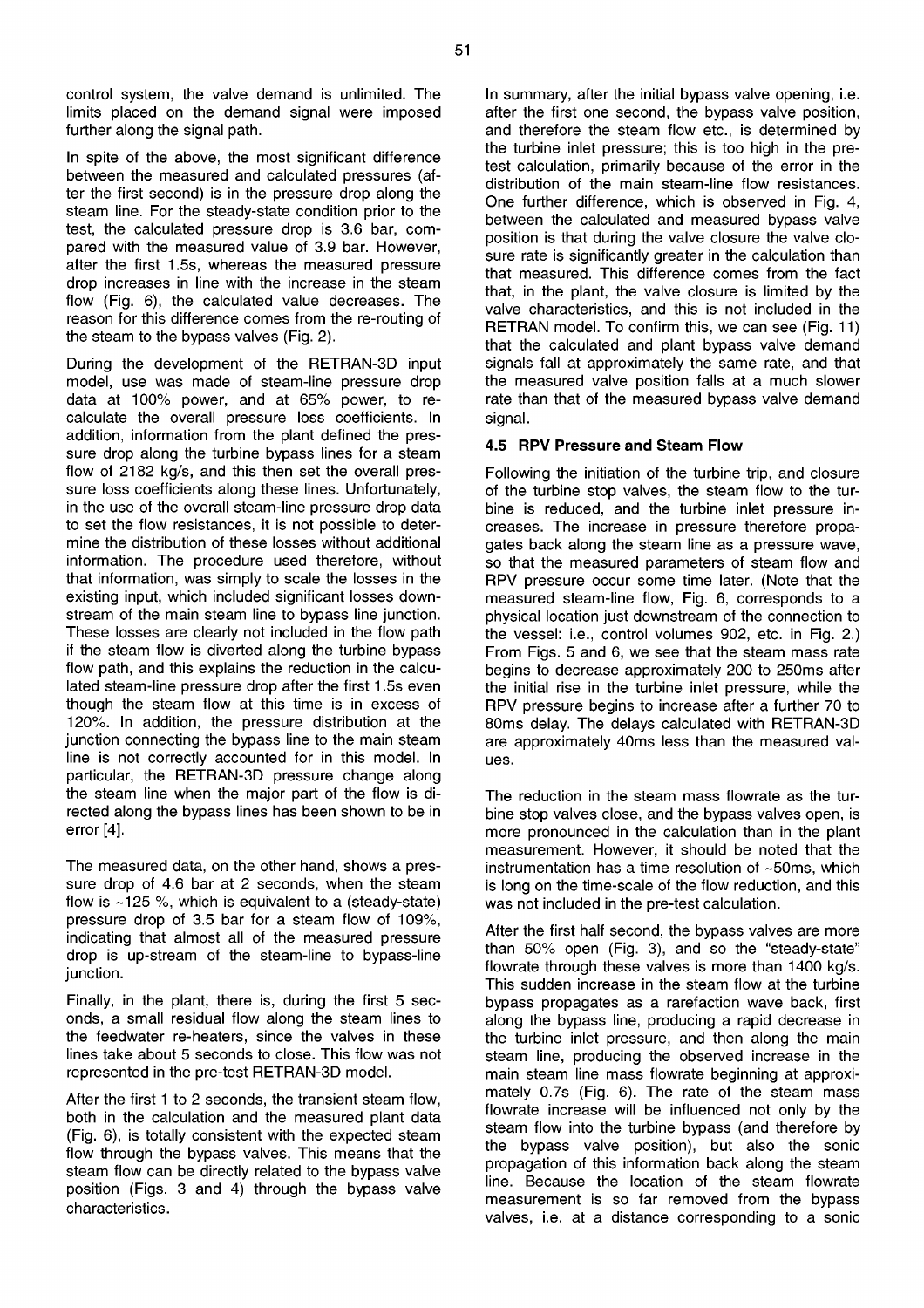control system, the valve demand is unlimited. The limits placed on the demand signal were imposed further along the signal path.

In spite of the above, the most significant difference between the measured and calculated pressures (after the first second) is in the pressure drop along the steam line. For the steady-state condition prior to the test, the calculated pressure drop is 3.6 bar, compared with the measured value of 3.9 bar. However, after the first 1.5s, whereas the measured pressure drop increases in line with the increase in the steam flow (Fig. 6), the calculated value decreases. The reason for this difference comes from the re-routing of the steam to the bypass valves (Fig. 2).

During the development of the RETRAN-3D input model, use was made of steam-line pressure drop data at 100% power, and at 65% power, to re-calculate the overall pressure loss coefficients. In addition, information from the plant defined the pressure drop along the turbine bypass lines for a steam flow of 2182 kg/s, and this then set the overall pressure loss coefficients along these lines. Unfortunately, in the use of the overall steam-line pressure drop data to set the flow resistances, it is not possible to determine the distribution of these losses without additional information. The procedure used therefore, without that information, was simply to scale the losses in the existing input, which included significant losses downstream of the main steam line to bypass line junction. These losses are clearly not included in the flow path if the steam flow is diverted along the turbine bypass flow path, and this explains the reduction in the calculated steam-line pressure drop after the first 1.5s even though the steam flow at this time is in excess of 120%. In addition, the pressure distribution at the junction connecting the bypass line to the main steam line is not correctly accounted for in this model. In particular, the RETRAN-3D pressure change along the steam line when the major part of the flow is directed along the bypass lines has been shown to be in error [4].

The measured data, on the other hand, shows a pressure drop of 4.6 bar at 2 seconds, when the steam flow is ~125 %, which is equivalent to a (steady-state) pressure drop of 3.5 bar for a steam flow of 109%, indicating that almost all of the measured pressure drop is up-stream of the steam-line to bypass-line junction.

Finally, in the plant, there is, during the first 5 seconds, a small residual flow along the steam lines to the feedwater re-heaters, since the valves in these lines take about 5 seconds to close. This flow was not represented in the pre-test RETRAN-3D model.

After the first 1 to 2 seconds, the transient steam flow, both in the calculation and the measured plant data (Fig. 6), is totally consistent with the expected steam flow through the bypass valves. This means that the steam flow can be directly related to the bypass valve position (Figs. 3 and 4) through the bypass valve characteristics.

In summary, after the initial bypass valve opening, i.e. after the first one second, the bypass valve position, and therefore the steam flow etc., is determined by the turbine inlet pressure; this is too high in the pre-test calculation, primarily because of the error in the distribution of the main steam-line flow resistances. One further difference, which is observed in Fig. 4, between the calculated and measured bypass valve position is that during the valve closure the valve closure rate is significantly greater in the calculation than that measured. This difference comes from the fact that, in the plant, the valve closure is limited by the valve characteristics, and this is not included in the RETRAN model. To confirm this, we can see (Fig. 11) that the calculated and plant bypass valve demand signals fall at approximately the same rate, and that the measured valve position falls at a much slower rate than that of the measured bypass valve demand signal.

### 4.5 RPV Pressure and Steam Flow

Following the initiation of the turbine trip, and closure of the turbine stop valves, the steam flow to the turbine is reduced, and the turbine inlet pressure increases. The increase in pressure therefore propagates back along the steam line as a pressure wave, so that the measured parameters of steam flow and RPV pressure occur some time later. (Note that the measured steam-line flow, Fig. 6, corresponds to a physical location just downstream of the connection to the vessel: i.e., control volumes 902, etc. in Fig. 2.) From Figs. 5 and 6, we see that the steam mass rate begins to decrease approximately 200 to 250ms after the initial rise in the turbine inlet pressure, while the RPV pressure begins to increase after a further 70 to 80ms delay. The delays calculated with RETRAN-3D are approximately 40ms less than the measured values.

The reduction in the steam mass flowrate as the turbine stop valves close, and the bypass valves open, is more pronounced in the calculation than in the plant measurement. However, it should be noted that the instrumentation has a time resolution of ~50ms, which is long on the time-scale of the flow reduction, and this was not included in the pre-test calculation.

After the first half second, the bypass valves are more than 50% open (Fig. 3), and so the "steady-state" flowrate through these valves is more than 1400 kg/s. This sudden increase in the steam flow at the turbine bypass propagates as a rarefaction wave back, first along the bypass line, producing a rapid decrease in the turbine inlet pressure, and then along the main steam line, producing the observed increase in the main steam line mass flowrate beginning at approximately 0.7s (Fig. 6). The rate of the steam mass flowrate increase will be influenced not only by the steam flow into the turbine bypass (and therefore by the bypass valve position), but also the sonic propagation of this information back along the steam line. Because the location of the steam flowrate measurement is so far removed from the bypass valves, i.e. at a distance corresponding to a sonic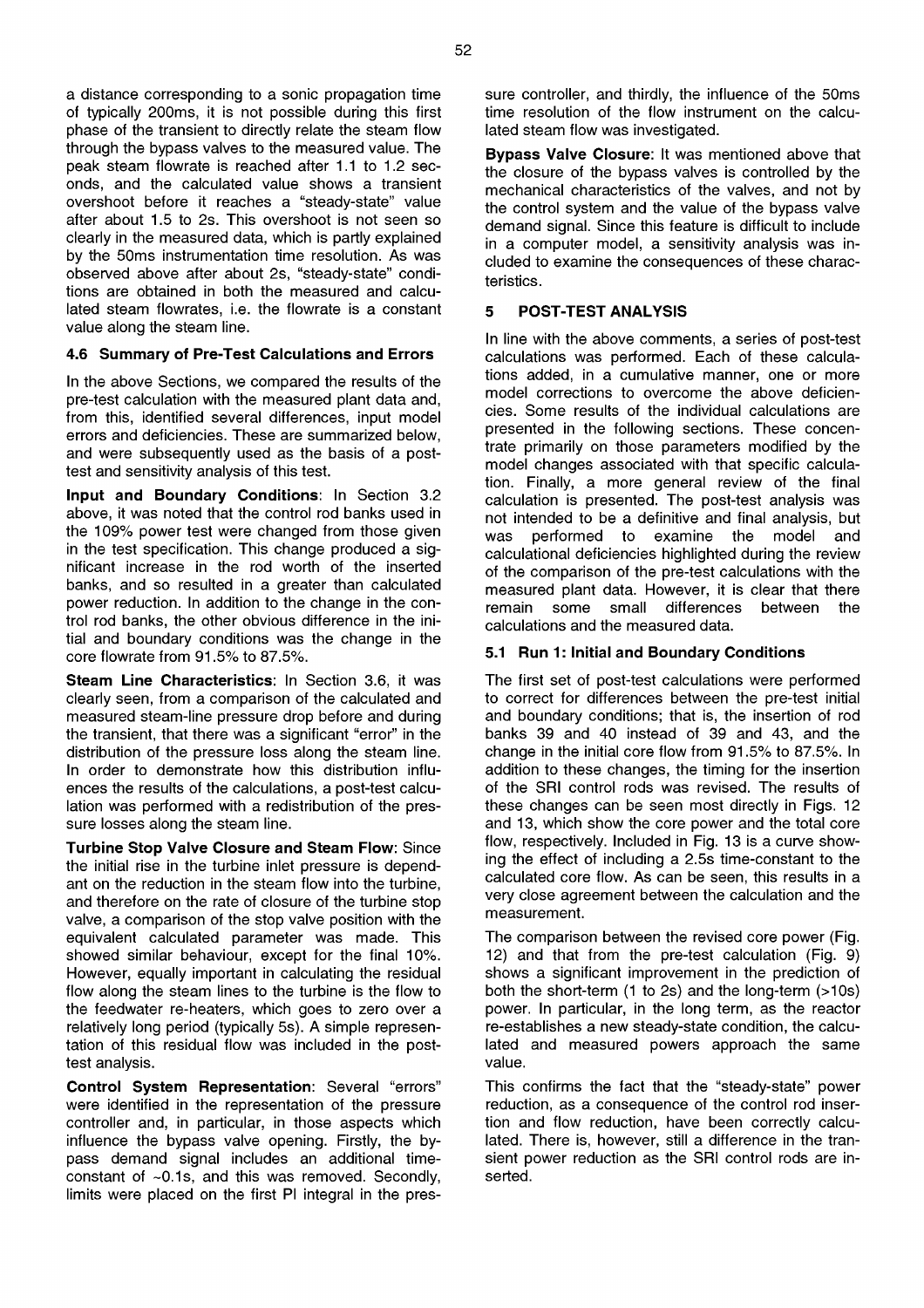a distance corresponding to a sonic propagation time of typically 200ms, it is not possible during this first phase of the transient to directly relate the steam flow through the bypass valves to the measured value. The peak steam flowrate is reached after 1.1 to 1.2 seconds, and the calculated value shows a transient overshoot before it reaches a "steady-state" value after about 1.5 to 2s. This overshoot is not seen so clearly in the measured data, which is partly explained by the 50ms instrumentation time resolution. As was observed above after about 2s, "steady-state" conditions are obtained in both the measured and calculated steam flowrates, i.e. the flowrate is a constant value along the steam line.

### 4.6 Summary of Pre-Test Calculations and Errors

In the above Sections, we compared the results of the pre-test calculation with the measured plant data and, from this, identified several differences, input model errors and deficiencies. These are summarized below, and were subsequently used as the basis of a post-test and sensitivity analysis of this test.

**Input and Boundary Conditions**: In Section 3.2 above, it was noted that the control rod banks used in the 109% power test were changed from those given in the test specification. This change produced a significant increase in the rod worth of the inserted banks, and so resulted in a greater than calculated power reduction. In addition to the change in the control rod banks, the other obvious difference in the initial and boundary conditions was the change in the core flowrate from 91.5% to 87.5%.

**Steam Line Characteristics**: In Section 3.6, it was clearly seen, from a comparison of the calculated and measured steam-line pressure drop before and during the transient, that there was a significant "error" in the distribution of the pressure loss along the steam line. In order to demonstrate how this distribution influences the results of the calculations, a post-test calculation was performed with a redistribution of the pressure losses along the steam line.

**Turbine Stop Valve Closure and Steam Flow**: Since the initial rise in the turbine inlet pressure is dependant on the reduction in the steam flow into the turbine, and therefore on the rate of closure of the turbine stop valve, a comparison of the stop valve position with the equivalent calculated parameter was made. This showed similar behaviour, except for the final 10%. However, equally important in calculating the residual flow along the steam lines to the turbine is the flow to the feedwater re-heaters, which goes to zero over a relatively long period (typically 5s). A simple representation of this residual flow was included in the post-test analysis.

**Control System Representation**: Several "errors" were identified in the representation of the pressure controller and, in particular, in those aspects which influence the bypass valve opening. Firstly, the bypass demand signal includes an additional time-constant of ~0.1s, and this was removed. Secondly, limits were placed on the first PI integral in the pressure controller, and thirdly, the influence of the 50ms time resolution of the flow instrument on the calculated steam flow was investigated.

**Bypass Valve Closure**: It was mentioned above that the closure of the bypass valves is controlled by the mechanical characteristics of the valves, and not by the control system and the value of the bypass valve demand signal. Since this feature is difficult to include in a computer model, a sensitivity analysis was included to examine the consequences of these characteristics.

## 5 POST-TEST ANALYSIS

In line with the above comments, a series of post-test calculations was performed. Each of these calculations added, in a cumulative manner, one or more model corrections to overcome the above deficiencies. Some results of the individual calculations are presented in the following sections. These concentrate primarily on those parameters modified by the model changes associated with that specific calculation. Finally, a more general review of the final calculation is presented. The post-test analysis was not intended to be a definitive and final analysis, but was performed to examine the model and calculational deficiencies highlighted during the review of the comparison of the pre-test calculations with the measured plant data. However, it is clear that there remain some small differences between the calculations and the measured data.

### 5.1 Run 1: Initial and Boundary Conditions

The first set of post-test calculations were performed to correct for differences between the pre-test initial and boundary conditions; that is, the insertion of rod banks 39 and 40 instead of 39 and 43, and the change in the initial core flow from 91.5% to 87.5%. In addition to these changes, the timing for the insertion of the SRI control rods was revised. The results of these changes can be seen most directly in Figs. 12 and 13, which show the core power and the total core flow, respectively. Included in Fig. 13 is a curve showing the effect of including a 2.5s time-constant to the calculated core flow. As can be seen, this results in a very close agreement between the calculation and the measurement.

The comparison between the revised core power (Fig. 12) and that from the pre-test calculation (Fig. 9) shows a significant improvement in the prediction of both the short-term (1 to 2s) and the long-term (>10s) power. In particular, in the long term, as the reactor re-establishes a new steady-state condition, the calculated and measured powers approach the same value.

This confirms the fact that the "steady-state" power reduction, as a consequence of the control rod insertion and flow reduction, have been correctly calculated. There is, however, still a difference in the transient power reduction as the SRI control rods are inserted.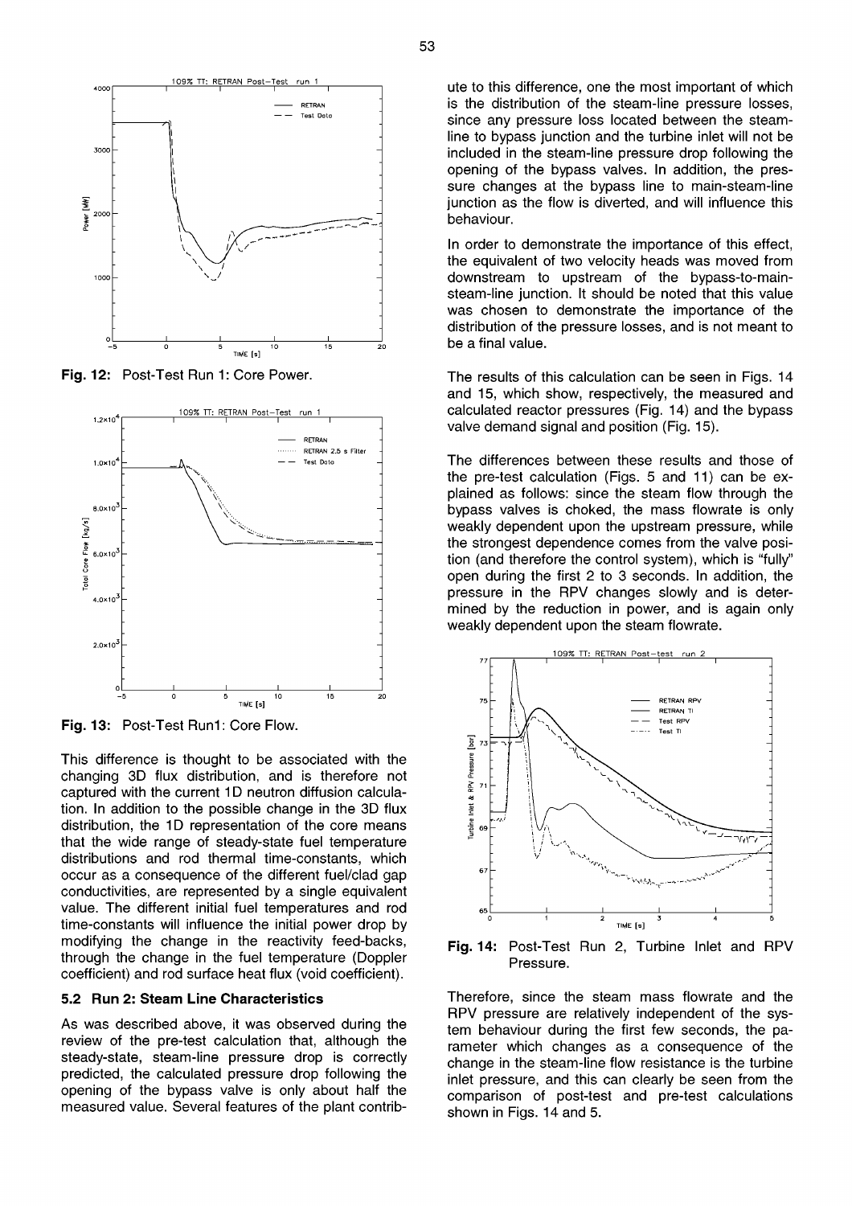Fig. 12: Post-Test Run 1: Core Power.

Fig. 13: Post-Test Run1: Core Flow.

This difference is thought to be associated with the changing 3D flux distribution, and is therefore not captured with the current 1D neutron diffusion calculation. In addition to the possible change in the 3D flux distribution, the 1D representation of the core means that the wide range of steady-state fuel temperature distributions and rod thermal time-constants, which occur as a consequence of the different fuel/clad gap conductivities, are represented by a single equivalent value. The different initial fuel temperatures and rod time-constants will influence the initial power drop by modifying the change in the reactivity feed-backs, through the change in the fuel temperature (Doppler coefficient) and rod surface heat flux (void coefficient).

### 5.2 Run 2: Steam Line Characteristics

As was described above, it was observed during the review of the pre-test calculation that, although the steady-state, steam-line pressure drop is correctly predicted, the calculated pressure drop following the opening of the bypass valve is only about half the measured value. Several features of the plant contribute to this difference, one the most important of which is the distribution of the steam-line pressure losses, since any pressure loss located between the steam-line to bypass junction and the turbine inlet will not be included in the steam-line pressure drop following the opening of the bypass valves. In addition, the pressure changes at the bypass line to main-steam-line junction as the flow is diverted, and will influence this behaviour.

In order to demonstrate the importance of this effect, the equivalent of two velocity heads was moved from downstream to upstream of the bypass-to-main-steam-line junction. It should be noted that this value was chosen to demonstrate the importance of the distribution of the pressure losses, and is not meant to be a final value.

The results of this calculation can be seen in Figs. 14 and 15, which show, respectively, the measured and calculated reactor pressures (Fig. 14) and the bypass valve demand signal and position (Fig. 15).

The differences between these results and those of the pre-test calculation (Figs. 5 and 11) can be explained as follows: since the steam flow through the bypass valves is choked, the mass flowrate is only weakly dependent upon the upstream pressure, while the strongest dependence comes from the valve position (and therefore the control system), which is "fully" open during the first 2 to 3 seconds. In addition, the pressure in the RPV changes slowly and is determined by the reduction in power, and is again only weakly dependent upon the steam flowrate.

Fig. 14: Post-Test Run 2, Turbine Inlet and RPV Pressure.

Therefore, since the steam mass flowrate and the RPV pressure are relatively independent of the system behaviour during the first few seconds, the parameter which changes as a consequence of the change in the steam-line flow resistance is the turbine inlet pressure, and this can clearly be seen from the comparison of post-test and pre-test calculations shown in Figs. 14 and 5.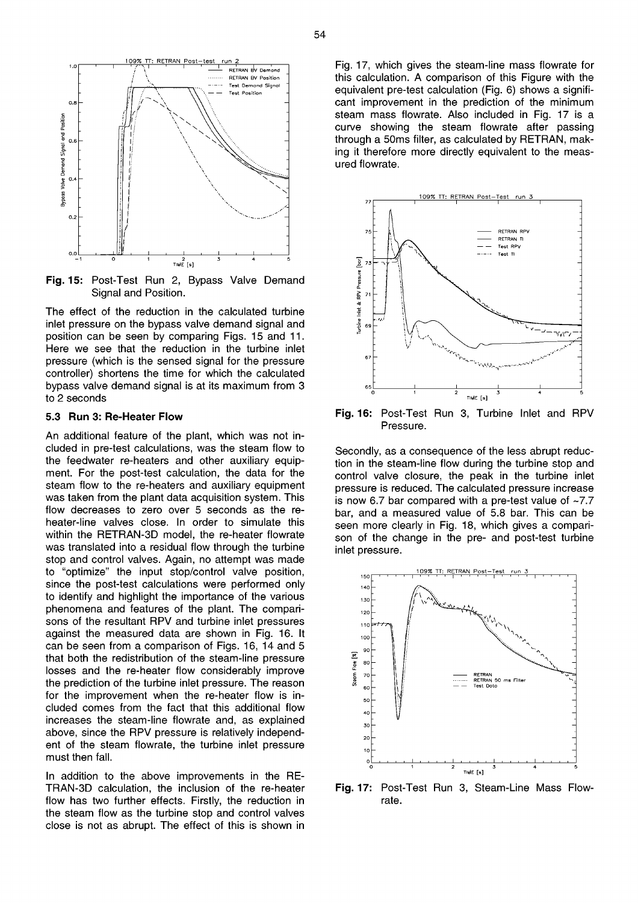**Fig. 15:** Post-Test Run 2, Bypass Valve Demand Signal and Position.

The effect of the reduction in the calculated turbine inlet pressure on the bypass valve demand signal and position can be seen by comparing Figs. 15 and 11. Here we see that the reduction in the turbine inlet pressure (which is the sensed signal for the pressure controller) shortens the time for which the calculated bypass valve demand signal is at its maximum from 3 to 2 seconds

### 5.3 Run 3: Re-Heater Flow

An additional feature of the plant, which was not included in pre-test calculations, was the steam flow to the feedwater re-heaters and other auxiliary equipment. For the post-test calculation, the data for the steam flow to the re-heaters and auxiliary equipment was taken from the plant data acquisition system. This flow decreases to zero over 5 seconds as the re-heater-line valves close. In order to simulate this within the RETRAN-3D model, the re-heater flowrate was translated into a residual flow through the turbine stop and control valves. Again, no attempt was made to "optimize" the input stop/control valve position, since the post-test calculations were performed only to identify and highlight the importance of the various phenomena and features of the plant. The comparisons of the resultant RPV and turbine inlet pressures against the measured data are shown in Fig. 16. It can be seen from a comparison of Figs. 16, 14 and 5 that both the redistribution of the steam-line pressure losses and the re-heater flow considerably improve the prediction of the turbine inlet pressure. The reason for the improvement when the re-heater flow is included comes from the fact that this additional flow increases the steam-line flowrate and, as explained above, since the RPV pressure is relatively independent of the steam flowrate, the turbine inlet pressure must then fall.

In addition to the above improvements in the RETRAN-3D calculation, the inclusion of the re-heater flow has two further effects. Firstly, the reduction in the steam flow as the turbine stop and control valves close is not as abrupt. The effect of this is shown in Fig. 17, which gives the steam-line mass flowrate for this calculation. A comparison of this Figure with the equivalent pre-test calculation (Fig. 6) shows a significant improvement in the prediction of the minimum steam mass flowrate. Also included in Fig. 17 is a curve showing the steam flowrate after passing through a 50ms filter, as calculated by RETRAN, making it therefore more directly equivalent to the measured flowrate.

**Fig. 16:** Post-Test Run 3, Turbine Inlet and RPV Pressure.

Secondly, as a consequence of the less abrupt reduction in the steam-line flow during the turbine stop and control valve closure, the peak in the turbine inlet pressure is reduced. The calculated pressure increase is now 6.7 bar compared with a pre-test value of ~7.7 bar, and a measured value of 5.8 bar. This can be seen more clearly in Fig. 18, which gives a comparison of the change in the pre- and post-test turbine inlet pressure.

**Fig. 17:** Post-Test Run 3, Steam-Line Mass Flowrate.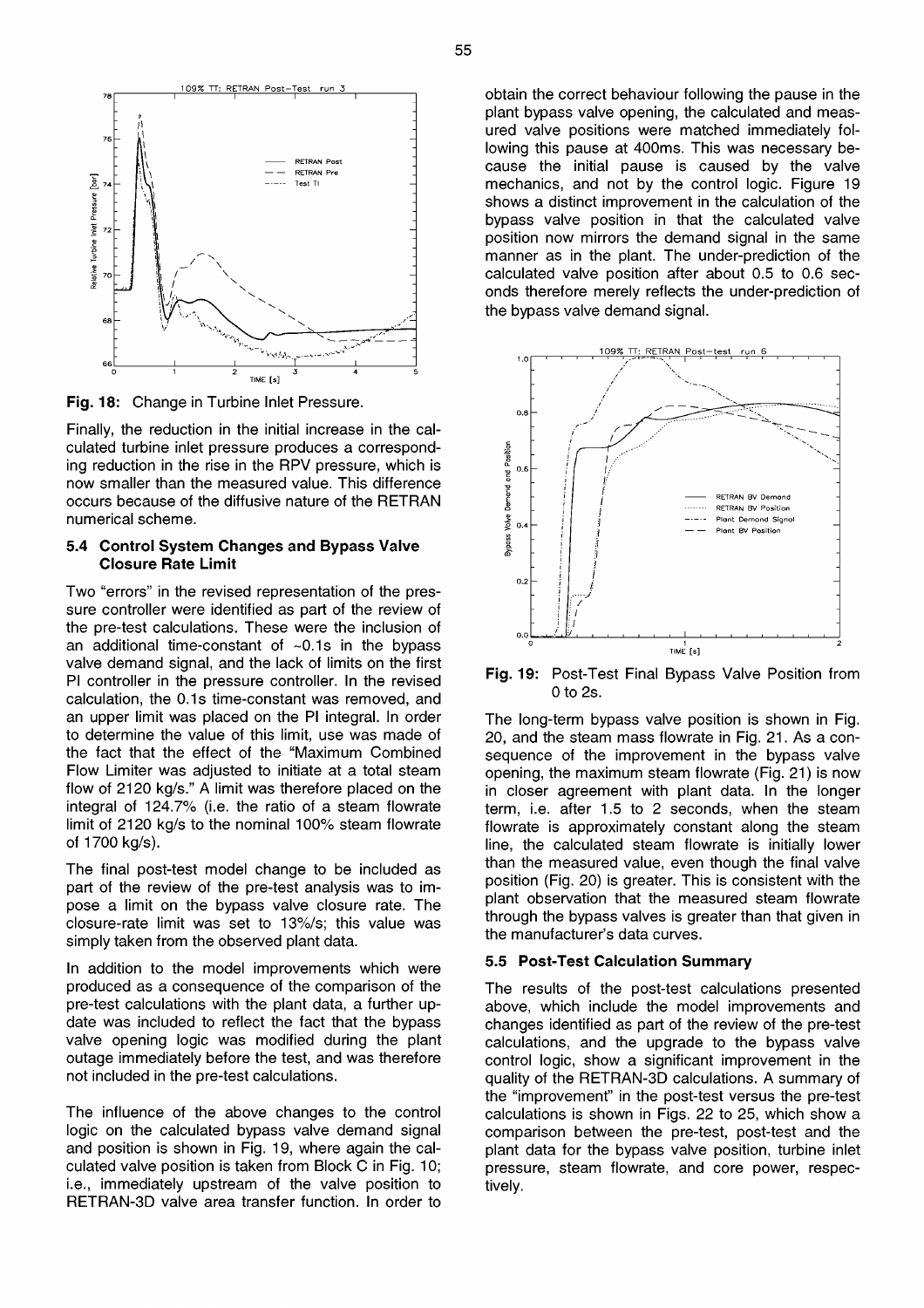**Fig. 18:** Change in Turbine Inlet Pressure.

Finally, the reduction in the initial increase in the calculated turbine inlet pressure produces a corresponding reduction in the rise in the RPV pressure, which is now smaller than the measured value. This difference occurs because of the diffusive nature of the RETRAN numerical scheme.

### 5.4 Control System Changes and Bypass Valve Closure Rate Limit

Two "errors" in the revised representation of the pressure controller were identified as part of the review of the pre-test calculations. These were the inclusion of an additional time-constant of ~0.1s in the bypass valve demand signal, and the lack of limits on the first PI controller in the pressure controller. In the revised calculation, the 0.1s time-constant was removed, and an upper limit was placed on the PI integral. In order to determine the value of this limit, use was made of the fact that the effect of the "Maximum Combined Flow Limiter was adjusted to initiate at a total steam flow of 2120 kg/s." A limit was therefore placed on the integral of 124.7% (i.e. the ratio of a steam flowrate limit of 2120 kg/s to the nominal 100% steam flowrate of 1700 kg/s).

The final post-test model change to be included as part of the review of the pre-test analysis was to impose a limit on the bypass valve closure rate. The closure-rate limit was set to 13%/s; this value was simply taken from the observed plant data.

In addition to the model improvements which were produced as a consequence of the comparison of the pre-test calculations with the plant data, a further update was included to reflect the fact that the bypass valve opening logic was modified during the plant outage immediately before the test, and was therefore not included in the pre-test calculations.

The influence of the above changes to the control logic on the calculated bypass valve demand signal and position is shown in Fig. 19, where again the calculated valve position is taken from Block C in Fig. 10; i.e., immediately upstream of the valve position to RETRAN-3D valve area transfer function. In order to obtain the correct behaviour following the pause in the plant bypass valve opening, the calculated and measured valve positions were matched immediately following this pause at 400ms. This was necessary because the initial pause is caused by the valve mechanics, and not by the control logic. Figure 19 shows a distinct improvement in the calculation of the bypass valve position in that the calculated valve position now mirrors the demand signal in the same manner as in the plant. The under-prediction of the calculated valve position after about 0.5 to 0.6 seconds therefore merely reflects the under-prediction of the bypass valve demand signal.

**Fig. 19:** Post-Test Final Bypass Valve Position from 0 to 2s.

The long-term bypass valve position is shown in Fig. 20, and the steam mass flowrate in Fig. 21. As a consequence of the improvement in the bypass valve opening, the maximum steam flowrate (Fig. 21) is now in closer agreement with plant data. In the longer term, i.e. after 1.5 to 2 seconds, when the steam flowrate is approximately constant along the steam line, the calculated steam flowrate is initially lower than the measured value, even though the final valve position (Fig. 20) is greater. This is consistent with the plant observation that the measured steam flowrate through the bypass valves is greater than that given in the manufacturer's data curves.

### 5.5 Post-Test Calculation Summary

The results of the post-test calculations presented above, which include the model improvements and changes identified as part of the review of the pre-test calculations, and the upgrade to the bypass valve control logic, show a significant improvement in the quality of the RETRAN-3D calculations. A summary of the "improvement" in the post-test versus the pre-test calculations is shown in Figs. 22 to 25, which show a comparison between the pre-test, post-test and the plant data for the bypass valve position, turbine inlet pressure, steam flowrate, and core power, respectively.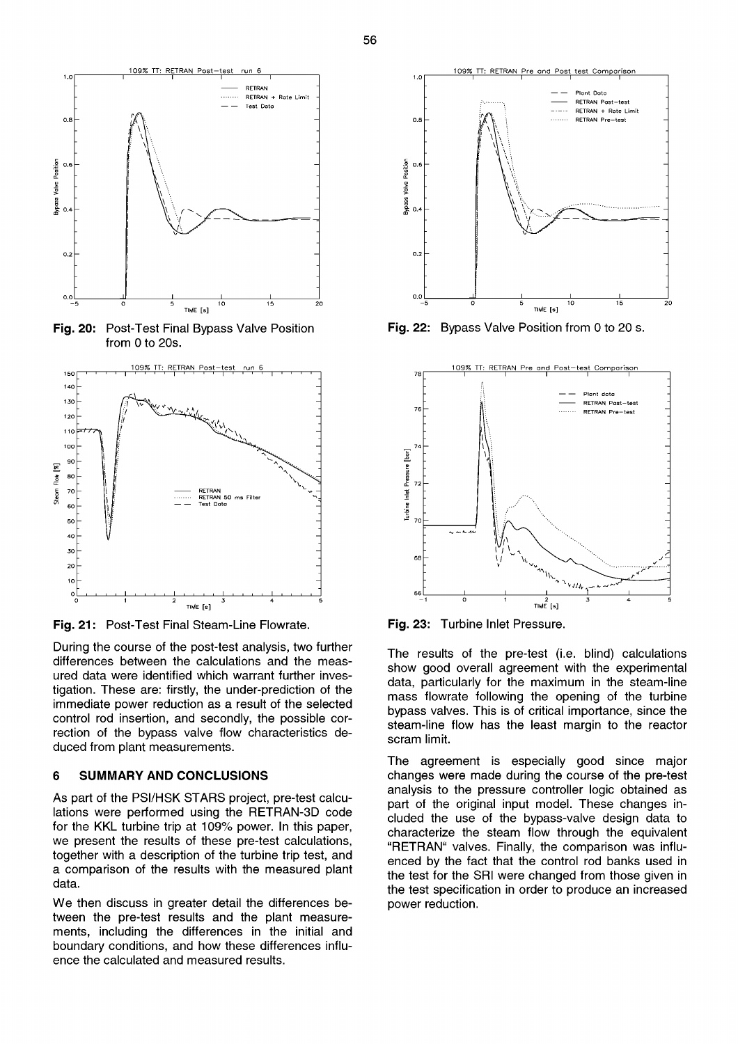Fig. 20: Post-Test Final Bypass Valve Position from 0 to 20s.

Fig. 21: Post-Test Final Steam-Line Flowrate.

During the course of the post-test analysis, two further differences between the calculations and the measured data were identified which warrant further investigation. These are: firstly, the under-prediction of the immediate power reduction as a result of the selected control rod insertion, and secondly, the possible correction of the bypass valve flow characteristics deduced from plant measurements.

## 6 SUMMARY AND CONCLUSIONS

As part of the PSI/HSK STARS project, pre-test calculations were performed using the RETRAN-3D code for the KKL turbine trip at 109% power. In this paper, we present the results of these pre-test calculations, together with a description of the turbine trip test, and a comparison of the results with the measured plant data.

We then discuss in greater detail the differences between the pre-test results and the plant measurements, including the differences in the initial and boundary conditions, and how these differences influence the calculated and measured results.

Fig. 22: Bypass Valve Position from 0 to 20 s.

Fig. 23: Turbine Inlet Pressure.

The results of the pre-test (i.e. blind) calculations show good overall agreement with the experimental data, particularly for the maximum in the steam-line mass flowrate following the opening of the turbine bypass valves. This is of critical importance, since the steam-line flow has the least margin to the reactor scram limit.

The agreement is especially good since major changes were made during the course of the pre-test analysis to the pressure controller logic obtained as part of the original input model. These changes included the use of the bypass-valve design data to characterize the steam flow through the equivalent "RETRAN" valves. Finally, the comparison was influenced by the fact that the control rod banks used in the test for the SRI were changed from those given in the test specification in order to produce an increased power reduction.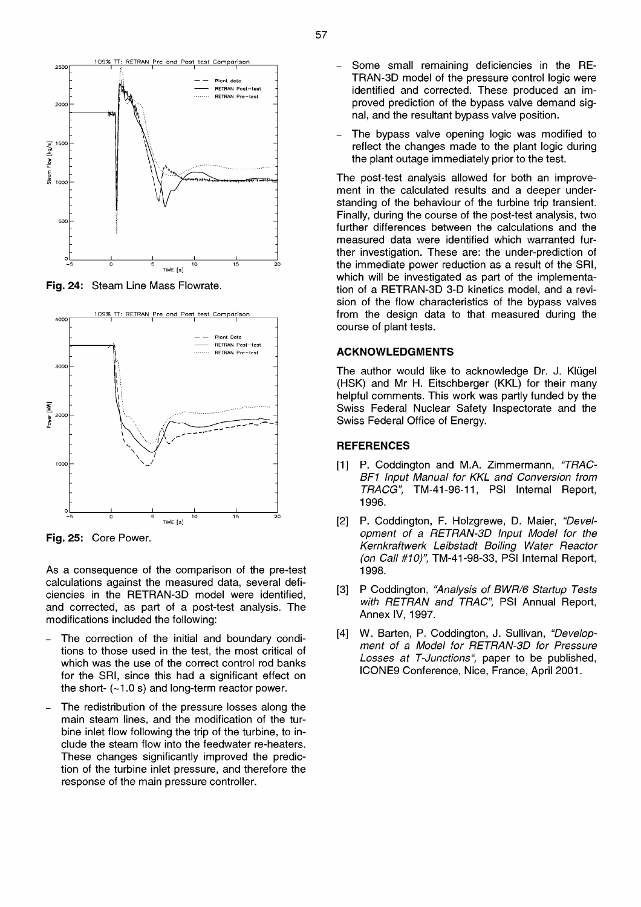109% TT: RETRAN Pre and Post test Comparison

Plant data
RETRAN Post-test
RETRAN Pre-test

Steam Flow [kg/s]

2500
2000
1500
1000
500
0

-5 0 5 10 15 20

TIME [s]

**Fig. 24:** Steam Line Mass Flowrate.

109% TT: RETRAN Pre and Post test Comparison

Plant Data
RETRAN Post-test
RETRAN Pre-test

Power [MW]

4000
3000
2000
1000
0

-5 0 5 10 15 20

TIME [s]

**Fig. 25:** Core Power.

As a consequence of the comparison of the pre-test calculations against the measured data, several deficiencies in the RETRAN-3D model were identified, and corrected, as part of a post-test analysis. The modifications included the following:

- The correction of the initial and boundary conditions to those used in the test, the most critical of which was the use of the correct control rod banks for the SRI, since this had a significant effect on the short- (~1.0 s) and long-term reactor power.
- The redistribution of the pressure losses along the main steam lines, and the modification of the turbine inlet flow following the trip of the turbine, to include the steam flow into the feedwater re-heaters. These changes significantly improved the prediction of the turbine inlet pressure, and therefore the response of the main pressure controller.
- Some small remaining deficiencies in the RETRAN-3D model of the pressure control logic were identified and corrected. These produced an improved prediction of the bypass valve demand signal, and the resultant bypass valve position.
- The bypass valve opening logic was modified to reflect the changes made to the plant logic during the plant outage immediately prior to the test.

The post-test analysis allowed for both an improvement in the calculated results and a deeper understanding of the behaviour of the turbine trip transient. Finally, during the course of the post-test analysis, two further differences between the calculations and the measured data were identified which warranted further investigation. These are: the under-prediction of the immediate power reduction as a result of the SRI, which will be investigated as part of the implementation of a RETRAN-3D 3-D kinetics model, and a revision of the flow characteristics of the bypass valves from the design data to that measured during the course of plant tests.

## ACKNOWLEDGMENTS

The author would like to acknowledge Dr. J. Klügel (HSK) and Mr H. Eitschberger (KKL) for their many helpful comments. This work was partly funded by the Swiss Federal Nuclear Safety Inspectorate and the Swiss Federal Office of Energy.

## REFERENCES

[1] P. Coddington and M.A. Zimmermann, *"TRAC-BF1 Input Manual for KKL and Conversion from TRACG"*, TM-41-96-11, PSI Internal Report, 1996.

[2] P. Coddington, F. Holzgrewe, D. Maier, *"Development of a RETRAN-3D Input Model for the Kernkraftwerk Leibstadt Boiling Water Reactor (on Call #10)"*, TM-41-98-33, PSI Internal Report, 1998.

[3] P Coddington, *"Analysis of BWR/6 Startup Tests with RETRAN and TRAC"*, PSI Annual Report, Annex IV, 1997.

[4] W. Barten, P. Coddington, J. Sullivan, *"Development of a Model for RETRAN-3D for Pressure Losses at T-Junctions"*, paper to be published, ICONE9 Conference, Nice, France, April 2001.